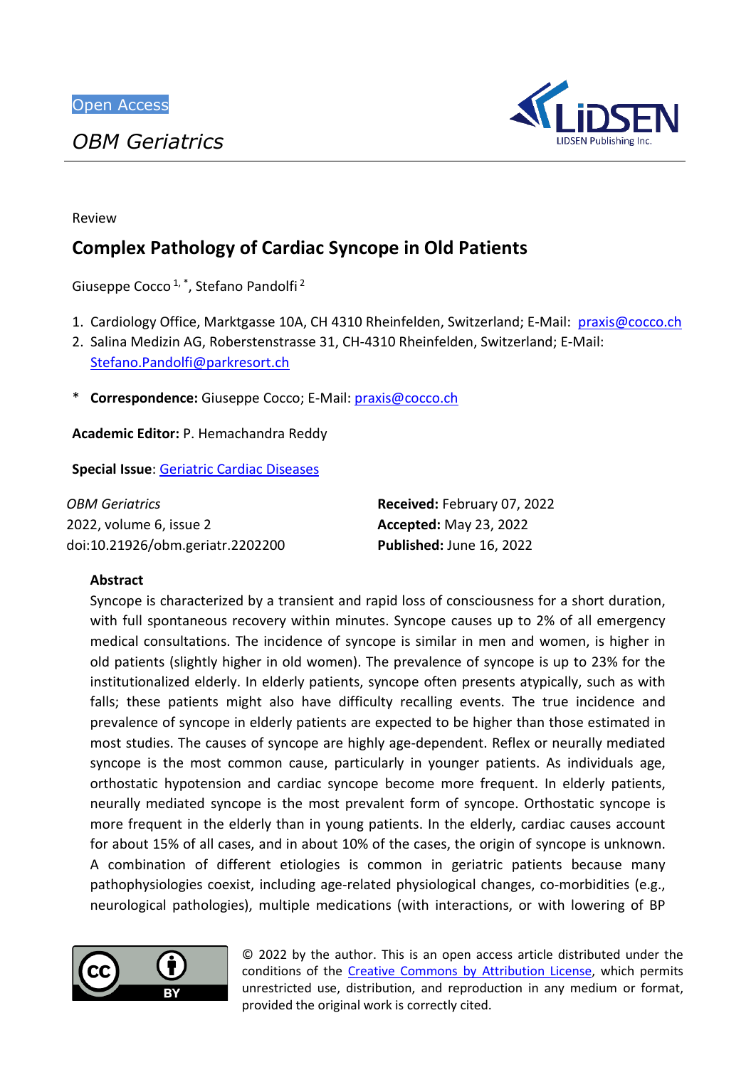Open Access

*OBM Geriatrics*

Review

# Complex Pathology of Cardiac Syncope in Old Patients

Giuseppe Cocco [1,*], Stefano Pandolfi [2]

1. Cardiology Office, Marktgasse 10A, CH 4310 Rheinfelden, Switzerland; E-Mail: praxis@cocco.ch
2. Salina Medizin AG, Roberstenstrasse 31, CH-4310 Rheinfelden, Switzerland; E-Mail: Stefano.Pandolfi@parkresort.ch

\* **Correspondence:** Giuseppe Cocco; E-Mail: praxis@cocco.ch

**Academic Editor:** P. Hemachandra Reddy

**Special Issue**: Geriatric Cardiac Diseases

*OBM Geriatrics*
2022, volume 6, issue 2
doi:10.21926/obm.geriatr.2202200

**Received:** February 07, 2022
**Accepted:** May 23, 2022
**Published:** June 16, 2022

## Abstract

Syncope is characterized by a transient and rapid loss of consciousness for a short duration, with full spontaneous recovery within minutes. Syncope causes up to 2% of all emergency medical consultations. The incidence of syncope is similar in men and women, is higher in old patients (slightly higher in old women). The prevalence of syncope is up to 23% for the institutionalized elderly. In elderly patients, syncope often presents atypically, such as with falls; these patients might also have difficulty recalling events. The true incidence and prevalence of syncope in elderly patients are expected to be higher than those estimated in most studies. The causes of syncope are highly age-dependent. Reflex or neurally mediated syncope is the most common cause, particularly in younger patients. As individuals age, orthostatic hypotension and cardiac syncope become more frequent. In elderly patients, neurally mediated syncope is the most prevalent form of syncope. Orthostatic syncope is more frequent in the elderly than in young patients. In the elderly, cardiac causes account for about 15% of all cases, and in about 10% of the cases, the origin of syncope is unknown. A combination of different etiologies is common in geriatric patients because many pathophysiologies coexist, including age-related physiological changes, co-morbidities (e.g., neurological pathologies), multiple medications (with interactions, or with lowering of BP

© 2022 by the author. This is an open access article distributed under the conditions of the Creative Commons by Attribution License, which permits unrestricted use, distribution, and reproduction in any medium or format, provided the original work is correctly cited.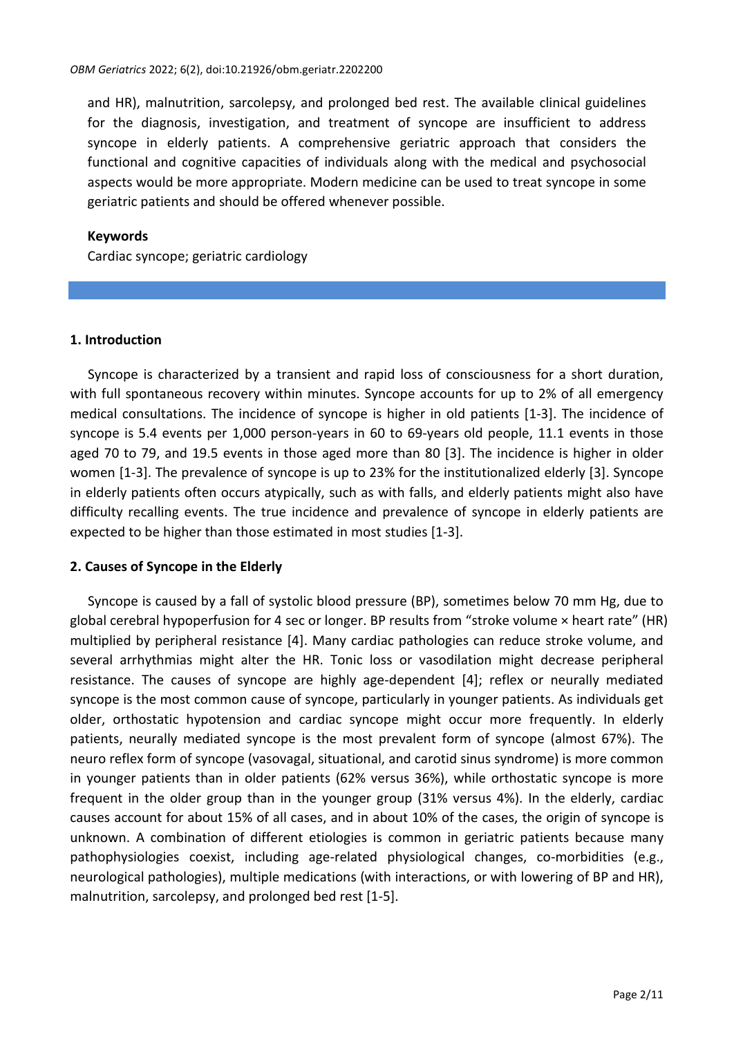and HR), malnutrition, sarcolepsy, and prolonged bed rest. The available clinical guidelines for the diagnosis, investigation, and treatment of syncope are insufficient to address syncope in elderly patients. A comprehensive geriatric approach that considers the functional and cognitive capacities of individuals along with the medical and psychosocial aspects would be more appropriate. Modern medicine can be used to treat syncope in some geriatric patients and should be offered whenever possible.

**Keywords**

Cardiac syncope; geriatric cardiology

## 1. Introduction

Syncope is characterized by a transient and rapid loss of consciousness for a short duration, with full spontaneous recovery within minutes. Syncope accounts for up to 2% of all emergency medical consultations. The incidence of syncope is higher in old patients [1-3]. The incidence of syncope is 5.4 events per 1,000 person-years in 60 to 69-years old people, 11.1 events in those aged 70 to 79, and 19.5 events in those aged more than 80 [3]. The incidence is higher in older women [1-3]. The prevalence of syncope is up to 23% for the institutionalized elderly [3]. Syncope in elderly patients often occurs atypically, such as with falls, and elderly patients might also have difficulty recalling events. The true incidence and prevalence of syncope in elderly patients are expected to be higher than those estimated in most studies [1-3].

## 2. Causes of Syncope in the Elderly

Syncope is caused by a fall of systolic blood pressure (BP), sometimes below 70 mm Hg, due to global cerebral hypoperfusion for 4 sec or longer. BP results from "stroke volume × heart rate" (HR) multiplied by peripheral resistance [4]. Many cardiac pathologies can reduce stroke volume, and several arrhythmias might alter the HR. Tonic loss or vasodilation might decrease peripheral resistance. The causes of syncope are highly age-dependent [4]; reflex or neurally mediated syncope is the most common cause of syncope, particularly in younger patients. As individuals get older, orthostatic hypotension and cardiac syncope might occur more frequently. In elderly patients, neurally mediated syncope is the most prevalent form of syncope (almost 67%). The neuro reflex form of syncope (vasovagal, situational, and carotid sinus syndrome) is more common in younger patients than in older patients (62% versus 36%), while orthostatic syncope is more frequent in the older group than in the younger group (31% versus 4%). In the elderly, cardiac causes account for about 15% of all cases, and in about 10% of the cases, the origin of syncope is unknown. A combination of different etiologies is common in geriatric patients because many pathophysiologies coexist, including age-related physiological changes, co-morbidities (e.g., neurological pathologies), multiple medications (with interactions, or with lowering of BP and HR), malnutrition, sarcolepsy, and prolonged bed rest [1-5].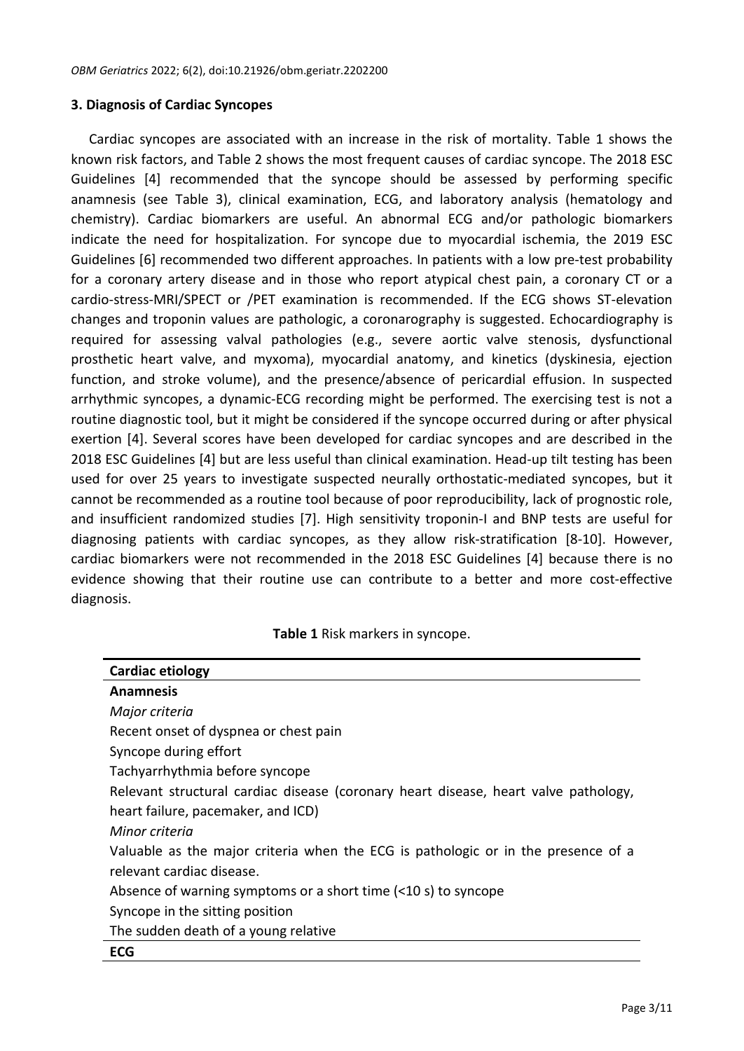## 3. Diagnosis of Cardiac Syncopes

Cardiac syncopes are associated with an increase in the risk of mortality. Table 1 shows the known risk factors, and Table 2 shows the most frequent causes of cardiac syncope. The 2018 ESC Guidelines [4] recommended that the syncope should be assessed by performing specific anamnesis (see Table 3), clinical examination, ECG, and laboratory analysis (hematology and chemistry). Cardiac biomarkers are useful. An abnormal ECG and/or pathologic biomarkers indicate the need for hospitalization. For syncope due to myocardial ischemia, the 2019 ESC Guidelines [6] recommended two different approaches. In patients with a low pre-test probability for a coronary artery disease and in those who report atypical chest pain, a coronary CT or a cardio-stress-MRI/SPECT or /PET examination is recommended. If the ECG shows ST-elevation changes and troponin values are pathologic, a coronarography is suggested. Echocardiography is required for assessing valval pathologies (e.g., severe aortic valve stenosis, dysfunctional prosthetic heart valve, and myxoma), myocardial anatomy, and kinetics (dyskinesia, ejection function, and stroke volume), and the presence/absence of pericardial effusion. In suspected arrhythmic syncopes, a dynamic-ECG recording might be performed. The exercising test is not a routine diagnostic tool, but it might be considered if the syncope occurred during or after physical exertion [4]. Several scores have been developed for cardiac syncopes and are described in the 2018 ESC Guidelines [4] but are less useful than clinical examination. Head-up tilt testing has been used for over 25 years to investigate suspected neurally orthostatic-mediated syncopes, but it cannot be recommended as a routine tool because of poor reproducibility, lack of prognostic role, and insufficient randomized studies [7]. High sensitivity troponin-I and BNP tests are useful for diagnosing patients with cardiac syncopes, as they allow risk-stratification [8-10]. However, cardiac biomarkers were not recommended in the 2018 ESC Guidelines [4] because there is no evidence showing that their routine use can contribute to a better and more cost-effective diagnosis.

**Table 1** Risk markers in syncope.

| **Cardiac etiology** |
|---|
| **Anamnesis** |
| *Major criteria* |
| Recent onset of dyspnea or chest pain |
| Syncope during effort |
| Tachyarrhythmia before syncope |
| Relevant structural cardiac disease (coronary heart disease, heart valve pathology, heart failure, pacemaker, and ICD) |
| *Minor criteria* |
| Valuable as the major criteria when the ECG is pathologic or in the presence of a relevant cardiac disease. |
| Absence of warning symptoms or a short time (<10 s) to syncope |
| Syncope in the sitting position |
| The sudden death of a young relative |
| **ECG** |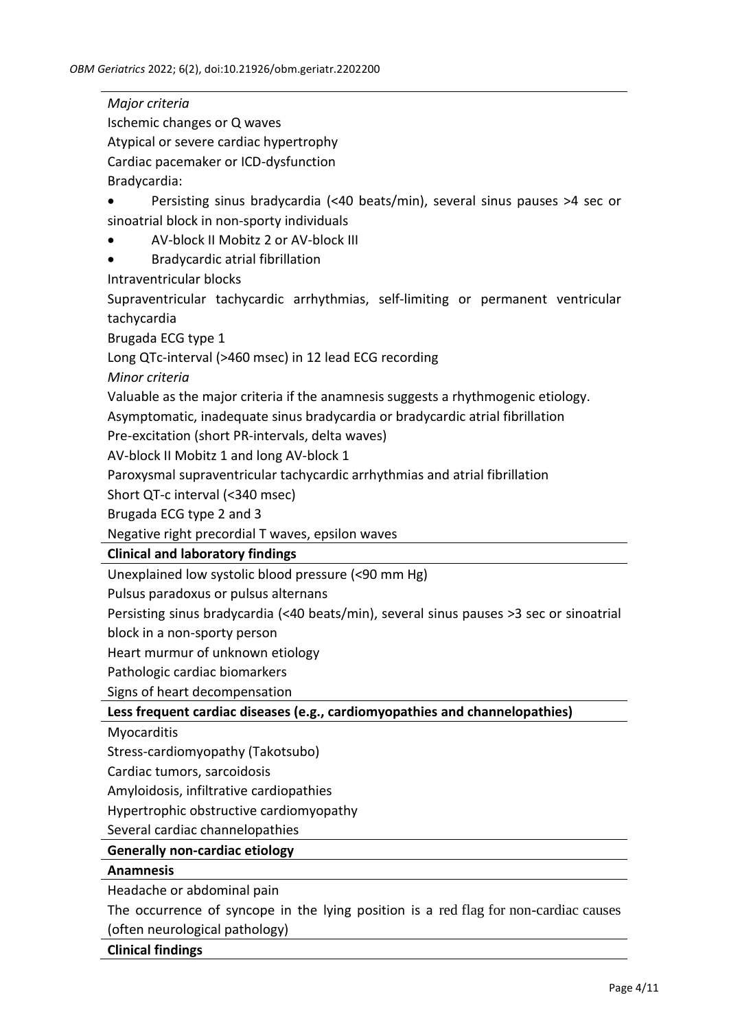| *Major criteria* |
|---|
| Ischemic changes or Q waves |
| Atypical or severe cardiac hypertrophy |
| Cardiac pacemaker or ICD-dysfunction |
| Bradycardia:<br>• Persisting sinus bradycardia (<40 beats/min), several sinus pauses >4 sec or sinoatrial block in non-sporty individuals<br>• AV-block II Mobitz 2 or AV-block III<br>• Bradycardic atrial fibrillation |
| Intraventricular blocks |
| Supraventricular tachycardic arrhythmias, self-limiting or permanent ventricular tachycardia |
| Brugada ECG type 1 |
| Long QTc-interval (>460 msec) in 12 lead ECG recording |
| *Minor criteria* |
| Valuable as the major criteria if the anamnesis suggests a rhythmogenic etiology. |
| Asymptomatic, inadequate sinus bradycardia or bradycardic atrial fibrillation |
| Pre-excitation (short PR-intervals, delta waves) |
| AV-block II Mobitz 1 and long AV-block 1 |
| Paroxysmal supraventricular tachycardic arrhythmias and atrial fibrillation |
| Short QT-c interval (<340 msec) |
| Brugada ECG type 2 and 3 |
| Negative right precordial T waves, epsilon waves |
| **Clinical and laboratory findings** |
| Unexplained low systolic blood pressure (<90 mm Hg) |
| Pulsus paradoxus or pulsus alternans |
| Persisting sinus bradycardia (<40 beats/min), several sinus pauses >3 sec or sinoatrial block in a non-sporty person |
| Heart murmur of unknown etiology |
| Pathologic cardiac biomarkers |
| Signs of heart decompensation |
| **Less frequent cardiac diseases (e.g., cardiomyopathies and channelopathies)** |
| Myocarditis |
| Stress-cardiomyopathy (Takotsubo) |
| Cardiac tumors, sarcoidosis |
| Amyloidosis, infiltrative cardiopathies |
| Hypertrophic obstructive cardiomyopathy |
| Several cardiac channelopathies |
| **Generally non-cardiac etiology** |
| **Anamnesis** |
| Headache or abdominal pain |
| The occurrence of syncope in the lying position is a red flag for non-cardiac causes (often neurological pathology) |
| **Clinical findings** |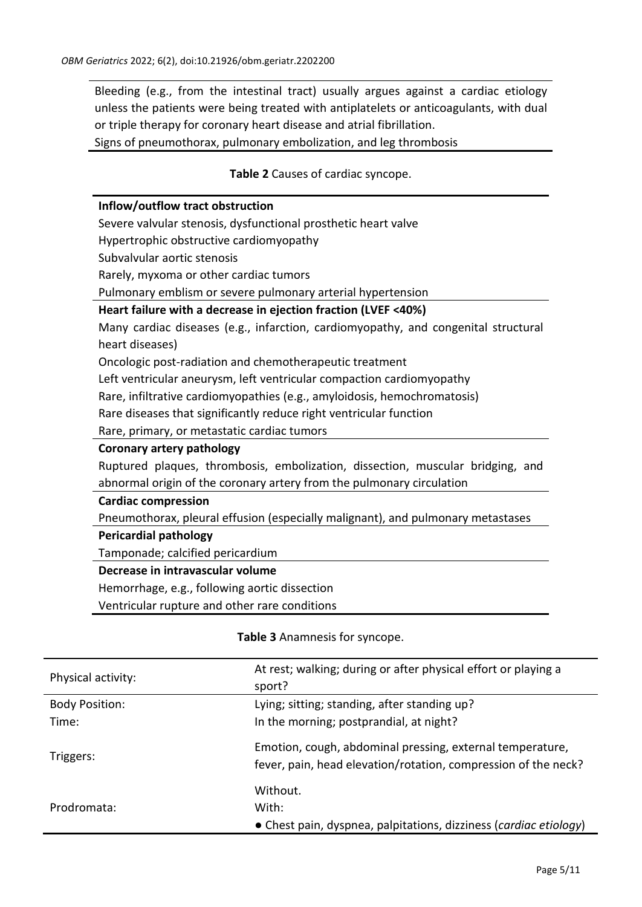Bleeding (e.g., from the intestinal tract) usually argues against a cardiac etiology unless the patients were being treated with antiplatelets or anticoagulants, with dual or triple therapy for coronary heart disease and atrial fibrillation.
Signs of pneumothorax, pulmonary embolization, and leg thrombosis

**Table 2** Causes of cardiac syncope.

| **Inflow/outflow tract obstruction** |
|---|
| Severe valvular stenosis, dysfunctional prosthetic heart valve |
| Hypertrophic obstructive cardiomyopathy |
| Subvalvular aortic stenosis |
| Rarely, myxoma or other cardiac tumors |
| Pulmonary emblism or severe pulmonary arterial hypertension |
| **Heart failure with a decrease in ejection fraction (LVEF <40%)** |
| Many cardiac diseases (e.g., infarction, cardiomyopathy, and congenital structural heart diseases) |
| Oncologic post-radiation and chemotherapeutic treatment |
| Left ventricular aneurysm, left ventricular compaction cardiomyopathy |
| Rare, infiltrative cardiomyopathies (e.g., amyloidosis, hemochromatosis) |
| Rare diseases that significantly reduce right ventricular function |
| Rare, primary, or metastatic cardiac tumors |
| **Coronary artery pathology** |
| Ruptured plaques, thrombosis, embolization, dissection, muscular bridging, and abnormal origin of the coronary artery from the pulmonary circulation |
| **Cardiac compression** |
| Pneumothorax, pleural effusion (especially malignant), and pulmonary metastases |
| **Pericardial pathology** |
| Tamponade; calcified pericardium |
| **Decrease in intravascular volume** |
| Hemorrhage, e.g., following aortic dissection |
| Ventricular rupture and other rare conditions |

**Table 3** Anamnesis for syncope.

| | |
|---|---|
| Physical activity: | At rest; walking; during or after physical effort or playing a sport? |
| Body Position: | Lying; sitting; standing, after standing up? |
| Time: | In the morning; postprandial, at night? |
| Triggers: | Emotion, cough, abdominal pressing, external temperature, fever, pain, head elevation/rotation, compression of the neck? |
| Prodromata: | Without.<br>With:<br>● Chest pain, dyspnea, palpitations, dizziness (*cardiac etiology*) |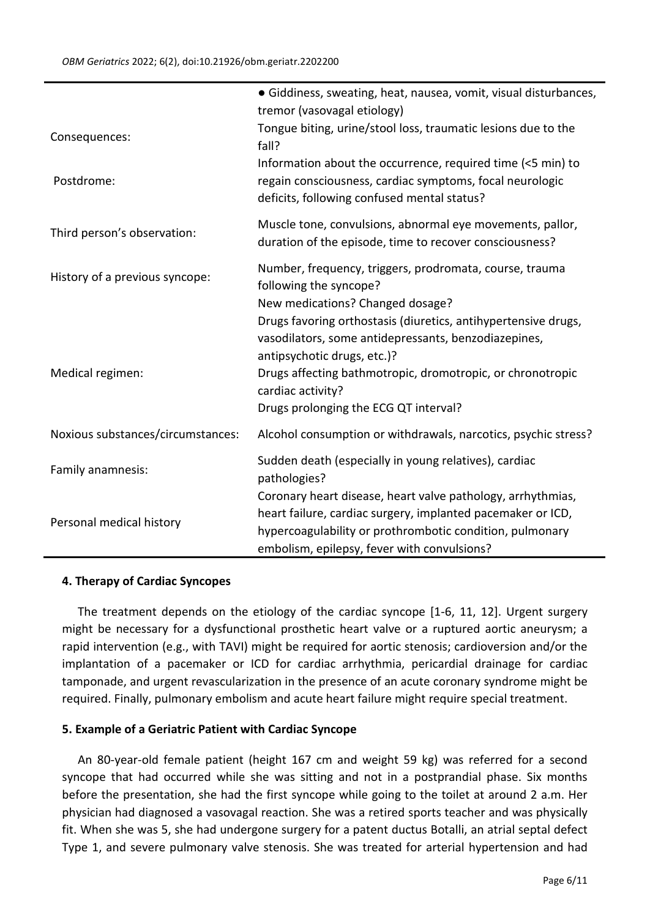| | |
|---|---|
| | ● Giddiness, sweating, heat, nausea, vomit, visual disturbances, tremor (vasovagal etiology) |
| Consequences: | Tongue biting, urine/stool loss, traumatic lesions due to the fall? |
| Postdrome: | Information about the occurrence, required time (<5 min) to regain consciousness, cardiac symptoms, focal neurologic deficits, following confused mental status? |
| Third person's observation: | Muscle tone, convulsions, abnormal eye movements, pallor, duration of the episode, time to recover consciousness? |
| History of a previous syncope: | Number, frequency, triggers, prodromata, course, trauma following the syncope? |
| Medical regimen: | New medications? Changed dosage?<br>Drugs favoring orthostasis (diuretics, antihypertensive drugs, vasodilators, some antidepressants, benzodiazepines, antipsychotic drugs, etc.)?<br>Drugs affecting bathmotropic, dromotropic, or chronotropic cardiac activity?<br>Drugs prolonging the ECG QT interval? |
| Noxious substances/circumstances: | Alcohol consumption or withdrawals, narcotics, psychic stress? |
| Family anamnesis: | Sudden death (especially in young relatives), cardiac pathologies? |
| Personal medical history | Coronary heart disease, heart valve pathology, arrhythmias, heart failure, cardiac surgery, implanted pacemaker or ICD, hypercoagulability or prothrombotic condition, pulmonary embolism, epilepsy, fever with convulsions? |

## 4. Therapy of Cardiac Syncopes

The treatment depends on the etiology of the cardiac syncope [1-6, 11, 12]. Urgent surgery might be necessary for a dysfunctional prosthetic heart valve or a ruptured aortic aneurysm; a rapid intervention (e.g., with TAVI) might be required for aortic stenosis; cardioversion and/or the implantation of a pacemaker or ICD for cardiac arrhythmia, pericardial drainage for cardiac tamponade, and urgent revascularization in the presence of an acute coronary syndrome might be required. Finally, pulmonary embolism and acute heart failure might require special treatment.

## 5. Example of a Geriatric Patient with Cardiac Syncope

An 80-year-old female patient (height 167 cm and weight 59 kg) was referred for a second syncope that had occurred while she was sitting and not in a postprandial phase. Six months before the presentation, she had the first syncope while going to the toilet at around 2 a.m. Her physician had diagnosed a vasovagal reaction. She was a retired sports teacher and was physically fit. When she was 5, she had undergone surgery for a patent ductus Botalli, an atrial septal defect Type 1, and severe pulmonary valve stenosis. She was treated for arterial hypertension and had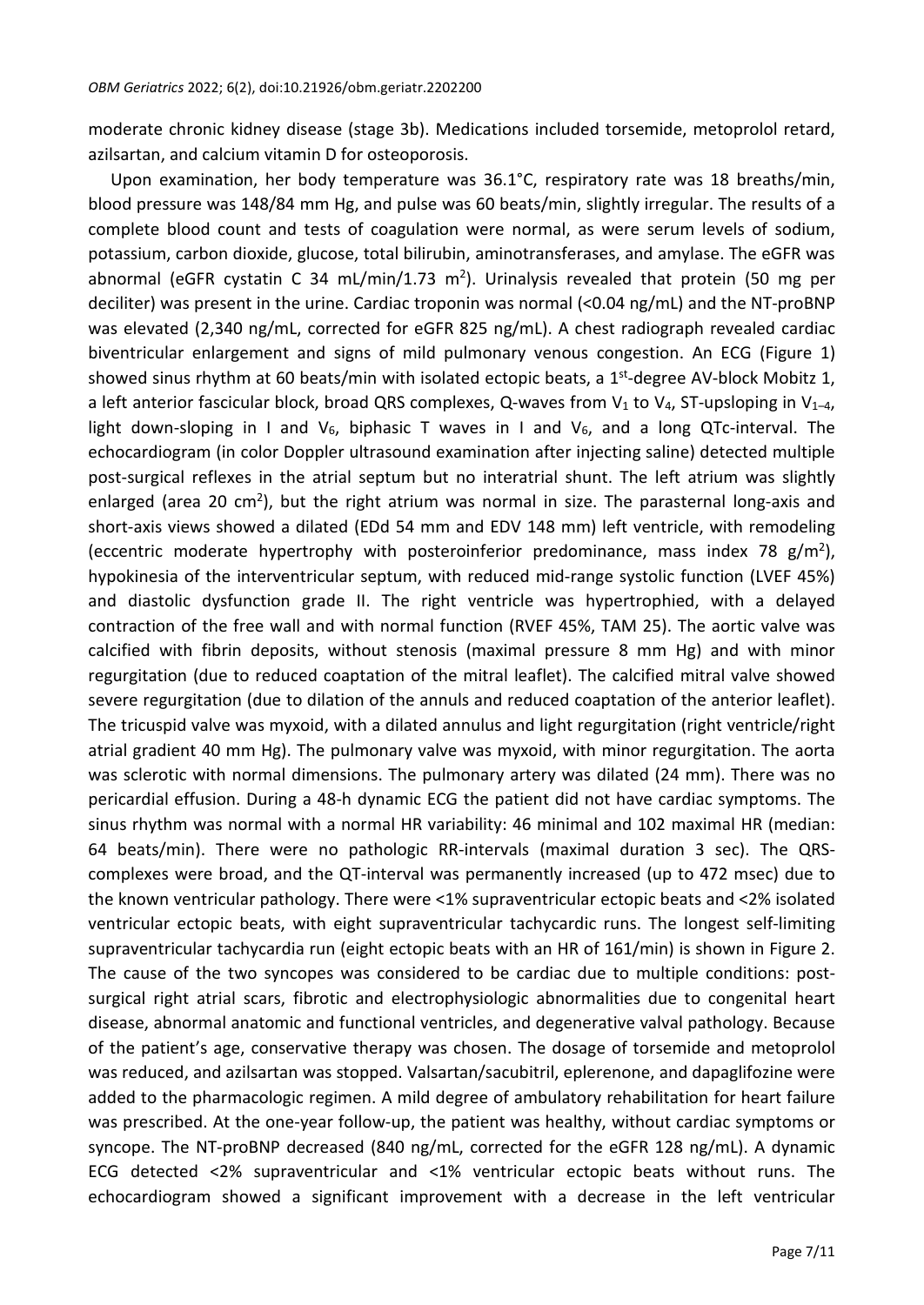moderate chronic kidney disease (stage 3b). Medications included torsemide, metoprolol retard, azilsartan, and calcium vitamin D for osteoporosis.

Upon examination, her body temperature was 36.1°C, respiratory rate was 18 breaths/min, blood pressure was 148/84 mm Hg, and pulse was 60 beats/min, slightly irregular. The results of a complete blood count and tests of coagulation were normal, as were serum levels of sodium, potassium, carbon dioxide, glucose, total bilirubin, aminotransferases, and amylase. The eGFR was abnormal (eGFR cystatin C 34 mL/min/1.73 $m^2$). Urinalysis revealed that protein (50 mg per deciliter) was present in the urine. Cardiac troponin was normal (<0.04 ng/mL) and the NT-proBNP was elevated (2,340 ng/mL, corrected for eGFR 825 ng/mL). A chest radiograph revealed cardiac biventricular enlargement and signs of mild pulmonary venous congestion. An ECG (Figure 1) showed sinus rhythm at 60 beats/min with isolated ectopic beats, a 1st-degree AV-block Mobitz 1, a left anterior fascicular block, broad QRS complexes, Q-waves from $V_1$ to $V_4$, ST-upsloping in $V_{1-4}$, light down-sloping in I and $V_6$, biphasic T waves in I and $V_6$, and a long QTc-interval. The echocardiogram (in color Doppler ultrasound examination after injecting saline) detected multiple post-surgical reflexes in the atrial septum but no interatrial shunt. The left atrium was slightly enlarged (area 20 $cm^2$), but the right atrium was normal in size. The parasternal long-axis and short-axis views showed a dilated (EDd 54 mm and EDV 148 mm) left ventricle, with remodeling (eccentric moderate hypertrophy with posteroinferior predominance, mass index 78 $g/m^2$), hypokinesia of the interventricular septum, with reduced mid-range systolic function (LVEF 45%) and diastolic dysfunction grade II. The right ventricle was hypertrophied, with a delayed contraction of the free wall and with normal function (RVEF 45%, TAM 25). The aortic valve was calcified with fibrin deposits, without stenosis (maximal pressure 8 mm Hg) and with minor regurgitation (due to reduced coaptation of the mitral leaflet). The calcified mitral valve showed severe regurgitation (due to dilation of the annuls and reduced coaptation of the anterior leaflet). The tricuspid valve was myxoid, with a dilated annulus and light regurgitation (right ventricle/right atrial gradient 40 mm Hg). The pulmonary valve was myxoid, with minor regurgitation. The aorta was sclerotic with normal dimensions. The pulmonary artery was dilated (24 mm). There was no pericardial effusion. During a 48-h dynamic ECG the patient did not have cardiac symptoms. The sinus rhythm was normal with a normal HR variability: 46 minimal and 102 maximal HR (median: 64 beats/min). There were no pathologic RR-intervals (maximal duration 3 sec). The QRS-complexes were broad, and the QT-interval was permanently increased (up to 472 msec) due to the known ventricular pathology. There were <1% supraventricular ectopic beats and <2% isolated ventricular ectopic beats, with eight supraventricular tachycardic runs. The longest self-limiting supraventricular tachycardia run (eight ectopic beats with an HR of 161/min) is shown in Figure 2. The cause of the two syncopes was considered to be cardiac due to multiple conditions: post-surgical right atrial scars, fibrotic and electrophysiologic abnormalities due to congenital heart disease, abnormal anatomic and functional ventricles, and degenerative valval pathology. Because of the patient's age, conservative therapy was chosen. The dosage of torsemide and metoprolol was reduced, and azilsartan was stopped. Valsartan/sacubitril, eplerenone, and dapaglifozine were added to the pharmacologic regimen. A mild degree of ambulatory rehabilitation for heart failure was prescribed. At the one-year follow-up, the patient was healthy, without cardiac symptoms or syncope. The NT-proBNP decreased (840 ng/mL, corrected for the eGFR 128 ng/mL). A dynamic ECG detected <2% supraventricular and <1% ventricular ectopic beats without runs. The echocardiogram showed a significant improvement with a decrease in the left ventricular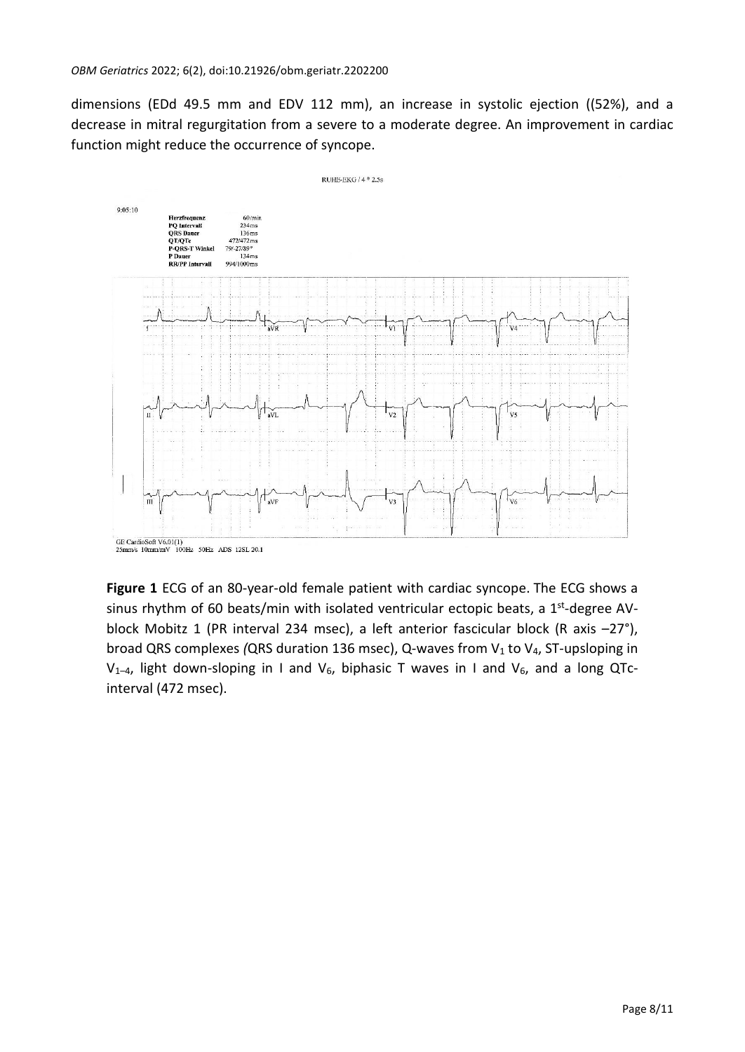dimensions (EDd 49.5 mm and EDV 112 mm), an increase in systolic ejection ((52%), and a decrease in mitral regurgitation from a severe to a moderate degree. An improvement in cardiac function might reduce the occurrence of syncope.

**Figure 1** ECG of an 80-year-old female patient with cardiac syncope. The ECG shows a sinus rhythm of 60 beats/min with isolated ventricular ectopic beats, a 1[st]-degree AV-block Mobitz 1 (PR interval 234 msec), a left anterior fascicular block (R axis –27°), broad QRS complexes *(*QRS duration 136 msec), Q-waves from $V_1$ to $V_4$, ST-upsloping in $V_{1–4}$, light down-sloping in I and $V_6$, biphasic T waves in I and $V_6$, and a long QTc-interval (472 msec).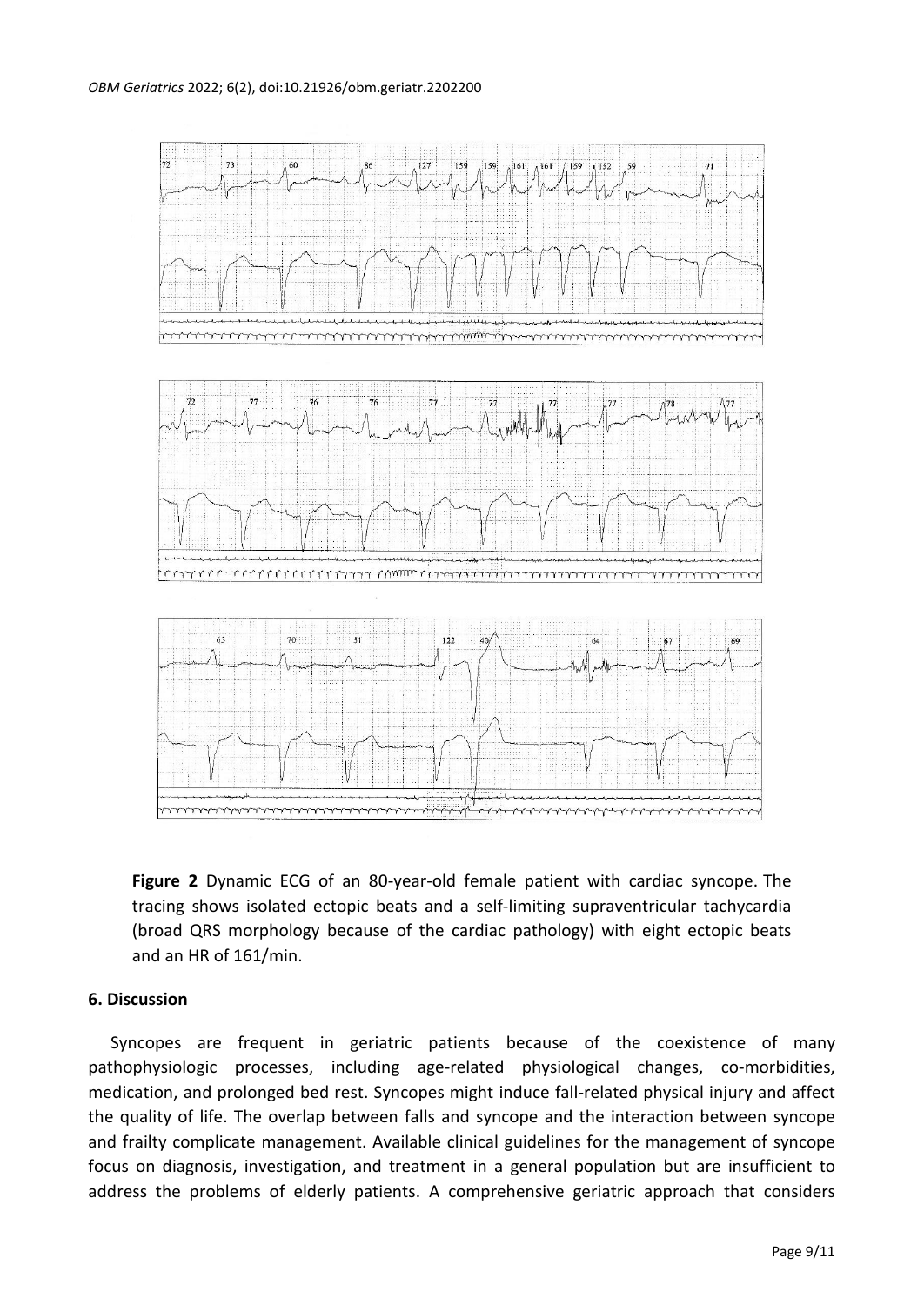**Figure 2** Dynamic ECG of an 80-year-old female patient with cardiac syncope. The tracing shows isolated ectopic beats and a self-limiting supraventricular tachycardia (broad QRS morphology because of the cardiac pathology) with eight ectopic beats and an HR of 161/min.

## 6. Discussion

Syncopes are frequent in geriatric patients because of the coexistence of many pathophysiologic processes, including age-related physiological changes, co-morbidities, medication, and prolonged bed rest. Syncopes might induce fall-related physical injury and affect the quality of life. The overlap between falls and syncope and the interaction between syncope and frailty complicate management. Available clinical guidelines for the management of syncope focus on diagnosis, investigation, and treatment in a general population but are insufficient to address the problems of elderly patients. A comprehensive geriatric approach that considers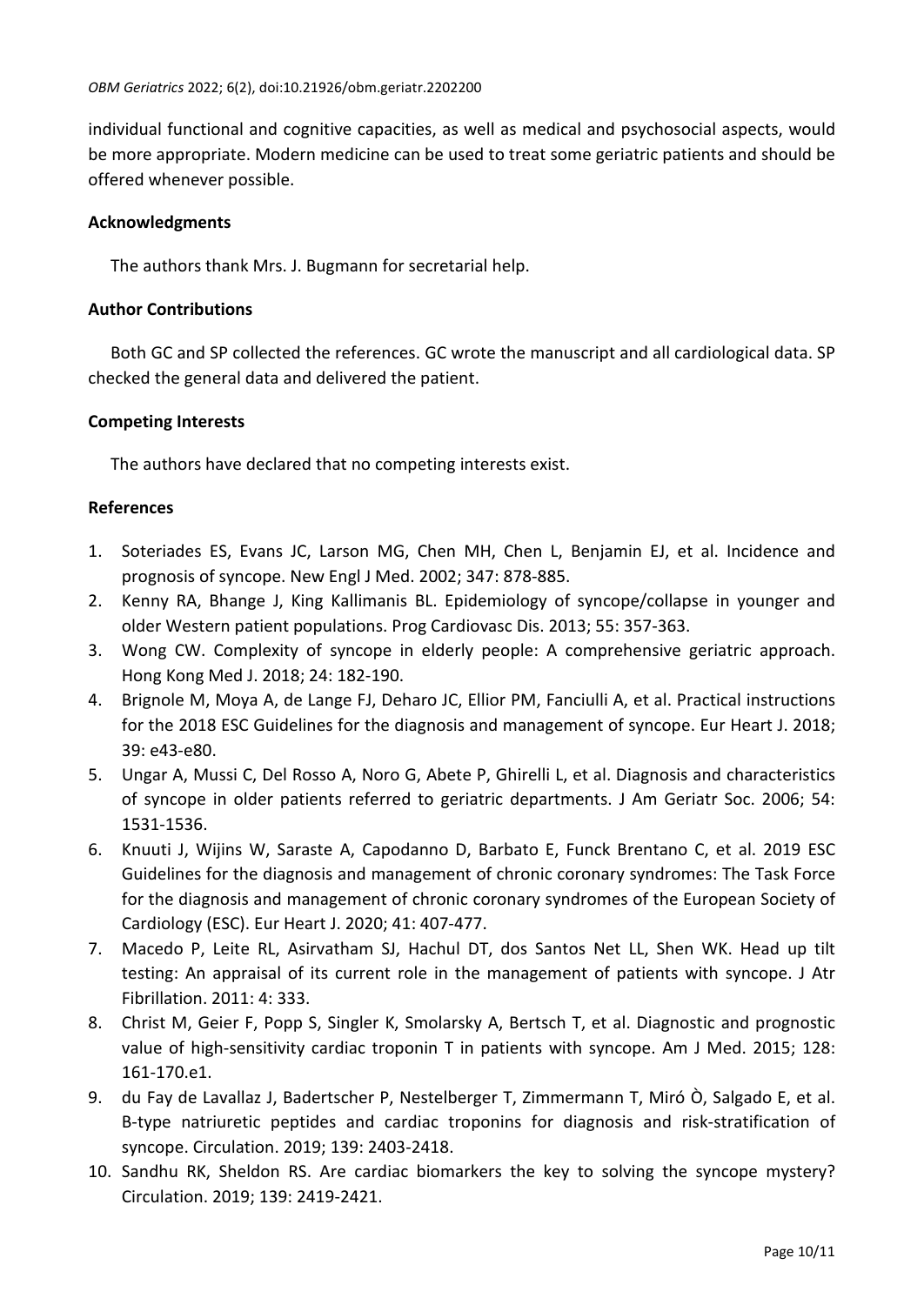individual functional and cognitive capacities, as well as medical and psychosocial aspects, would be more appropriate. Modern medicine can be used to treat some geriatric patients and should be offered whenever possible.

## Acknowledgments

The authors thank Mrs. J. Bugmann for secretarial help.

## Author Contributions

Both GC and SP collected the references. GC wrote the manuscript and all cardiological data. SP checked the general data and delivered the patient.

## Competing Interests

The authors have declared that no competing interests exist.

## References

1. Soteriades ES, Evans JC, Larson MG, Chen MH, Chen L, Benjamin EJ, et al. Incidence and prognosis of syncope. New Engl J Med. 2002; 347: 878-885.
2. Kenny RA, Bhange J, King Kallimanis BL. Epidemiology of syncope/collapse in younger and older Western patient populations. Prog Cardiovasc Dis. 2013; 55: 357-363.
3. Wong CW. Complexity of syncope in elderly people: A comprehensive geriatric approach. Hong Kong Med J. 2018; 24: 182-190.
4. Brignole M, Moya A, de Lange FJ, Deharo JC, Ellior PM, Fanciulli A, et al. Practical instructions for the 2018 ESC Guidelines for the diagnosis and management of syncope. Eur Heart J. 2018; 39: e43-e80.
5. Ungar A, Mussi C, Del Rosso A, Noro G, Abete P, Ghirelli L, et al. Diagnosis and characteristics of syncope in older patients referred to geriatric departments. J Am Geriatr Soc. 2006; 54: 1531-1536.
6. Knuuti J, Wijins W, Saraste A, Capodanno D, Barbato E, Funck Brentano C, et al. 2019 ESC Guidelines for the diagnosis and management of chronic coronary syndromes: The Task Force for the diagnosis and management of chronic coronary syndromes of the European Society of Cardiology (ESC). Eur Heart J. 2020; 41: 407-477.
7. Macedo P, Leite RL, Asirvatham SJ, Hachul DT, dos Santos Net LL, Shen WK. Head up tilt testing: An appraisal of its current role in the management of patients with syncope. J Atr Fibrillation. 2011: 4: 333.
8. Christ M, Geier F, Popp S, Singler K, Smolarsky A, Bertsch T, et al. Diagnostic and prognostic value of high-sensitivity cardiac troponin T in patients with syncope. Am J Med. 2015; 128: 161-170.e1.
9. du Fay de Lavallaz J, Badertscher P, Nestelberger T, Zimmermann T, Miró Ò, Salgado E, et al. B-type natriuretic peptides and cardiac troponins for diagnosis and risk-stratification of syncope. Circulation. 2019; 139: 2403-2418.
10. Sandhu RK, Sheldon RS. Are cardiac biomarkers the key to solving the syncope mystery? Circulation. 2019; 139: 2419-2421.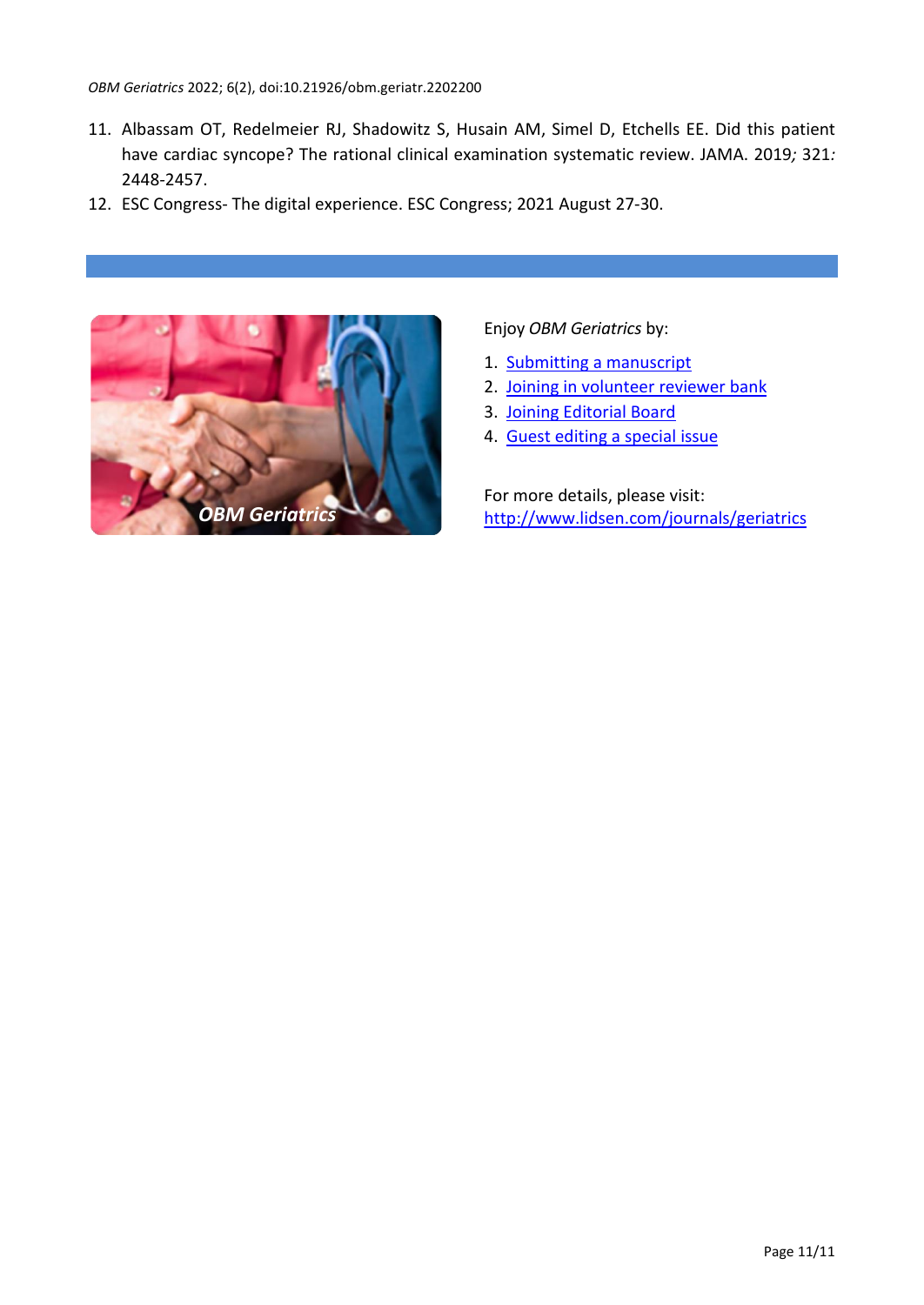11. Albassam OT, Redelmeier RJ, Shadowitz S, Husain AM, Simel D, Etchells EE. Did this patient have cardiac syncope? The rational clinical examination systematic review. JAMA. 2019; 321: 2448-2457.
12. ESC Congress- The digital experience. ESC Congress; 2021 August 27-30.

Enjoy *OBM Geriatrics* by:

1. Submitting a manuscript
2. Joining in volunteer reviewer bank
3. Joining Editorial Board
4. Guest editing a special issue

For more details, please visit:
http://www.lidsen.com/journals/geriatrics